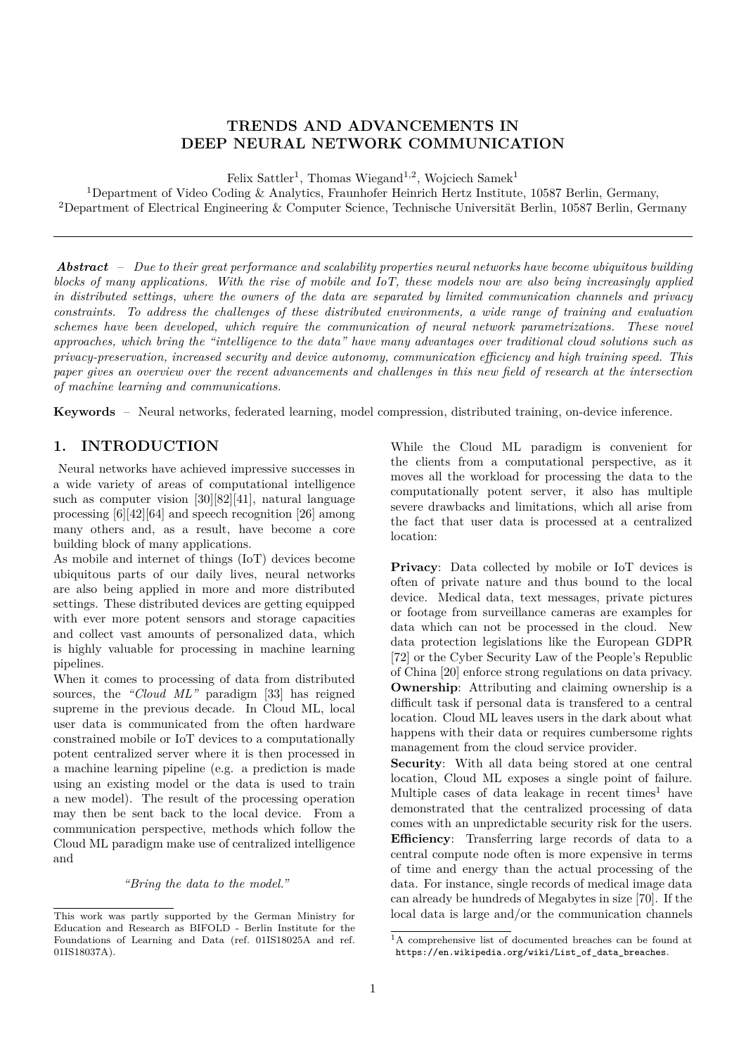# TRENDS AND ADVANCEMENTS IN DEEP NEURAL NETWORK COMMUNICATION

Felix Sattler[1], Thomas Wiegand[1,2], Wojciech Samek[1]

[1]Department of Video Coding & Analytics, Fraunhofer Heinrich Hertz Institute, 10587 Berlin, Germany,
[2]Department of Electrical Engineering & Computer Science, Technische Universität Berlin, 10587 Berlin, Germany

***Abstract*** – *Due to their great performance and scalability properties neural networks have become ubiquitous building blocks of many applications. With the rise of mobile and IoT, these models now are also being increasingly applied in distributed settings, where the owners of the data are separated by limited communication channels and privacy constraints. To address the challenges of these distributed environments, a wide range of training and evaluation schemes have been developed, which require the communication of neural network parametrizations. These novel approaches, which bring the "intelligence to the data" have many advantages over traditional cloud solutions such as privacy-preservation, increased security and device autonomy, communication efficiency and high training speed. This paper gives an overview over the recent advancements and challenges in this new field of research at the intersection of machine learning and communications.*

**Keywords** – Neural networks, federated learning, model compression, distributed training, on-device inference.

## 1. INTRODUCTION

Neural networks have achieved impressive successes in a wide variety of areas of computational intelligence such as computer vision [30][82][41], natural language processing [6][42][64] and speech recognition [26] among many others and, as a result, have become a core building block of many applications.

As mobile and internet of things (IoT) devices become ubiquitous parts of our daily lives, neural networks are also being applied in more and more distributed settings. These distributed devices are getting equipped with ever more potent sensors and storage capacities and collect vast amounts of personalized data, which is highly valuable for processing in machine learning pipelines.

When it comes to processing of data from distributed sources, the *"Cloud ML"* paradigm [33] has reigned supreme in the previous decade. In Cloud ML, local user data is communicated from the often hardware constrained mobile or IoT devices to a computationally potent centralized server where it is then processed in a machine learning pipeline (e.g. a prediction is made using an existing model or the data is used to train a new model). The result of the processing operation may then be sent back to the local device. From a communication perspective, methods which follow the Cloud ML paradigm make use of centralized intelligence and

*"Bring the data to the model."*

While the Cloud ML paradigm is convenient for the clients from a computational perspective, as it moves all the workload for processing the data to the computationally potent server, it also has multiple severe drawbacks and limitations, which all arise from the fact that user data is processed at a centralized location:

**Privacy**: Data collected by mobile or IoT devices is often of private nature and thus bound to the local device. Medical data, text messages, private pictures or footage from surveillance cameras are examples for data which can not be processed in the cloud. New data protection legislations like the European GDPR [72] or the Cyber Security Law of the People's Republic of China [20] enforce strong regulations on data privacy.

**Ownership**: Attributing and claiming ownership is a difficult task if personal data is transfered to a central location. Cloud ML leaves users in the dark about what happens with their data or requires cumbersome rights management from the cloud service provider.

**Security**: With all data being stored at one central location, Cloud ML exposes a single point of failure. Multiple cases of data leakage in recent times[1] have demonstrated that the centralized processing of data comes with an unpredictable security risk for the users.

**Efficiency**: Transferring large records of data to a central compute node often is more expensive in terms of time and energy than the actual processing of the data. For instance, single records of medical image data can already be hundreds of Megabytes in size [70]. If the local data is large and/or the communication channels

This work was partly supported by the German Ministry for Education and Research as BIFOLD - Berlin Institute for the Foundations of Learning and Data (ref. 01IS18025A and ref. 01IS18037A).

[1]A comprehensive list of documented breaches can be found at https://en.wikipedia.org/wiki/List_of_data_breaches.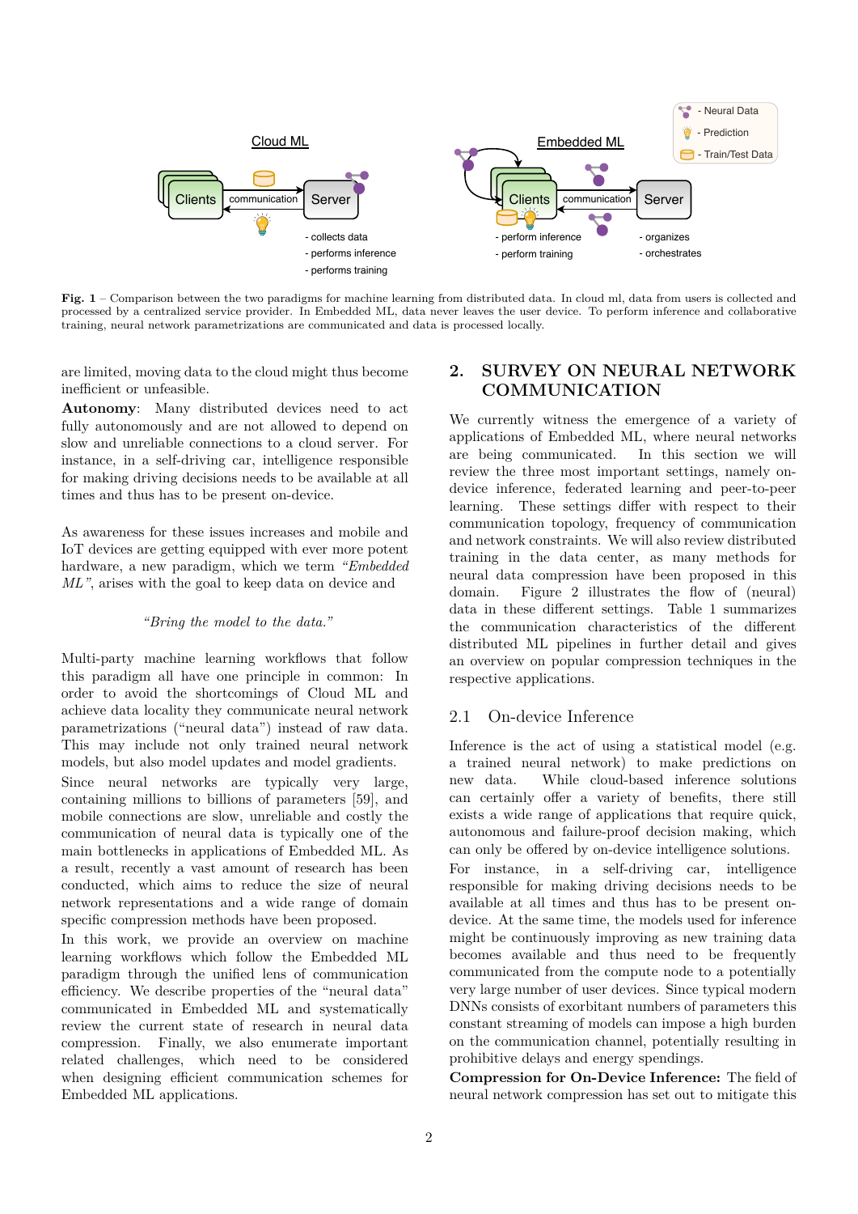**Fig. 1** – Comparison between the two paradigms for machine learning from distributed data. In cloud ml, data from users is collected and processed by a centralized service provider. In Embedded ML, data never leaves the user device. To perform inference and collaborative training, neural network parametrizations are communicated and data is processed locally.

are limited, moving data to the cloud might thus become inefficient or unfeasible.

**Autonomy**: Many distributed devices need to act fully autonomously and are not allowed to depend on slow and unreliable connections to a cloud server. For instance, in a self-driving car, intelligence responsible for making driving decisions needs to be available at all times and thus has to be present on-device.

As awareness for these issues increases and mobile and IoT devices are getting equipped with ever more potent hardware, a new paradigm, which we term *"Embedded ML"*, arises with the goal to keep data on device and

*"Bring the model to the data."*

Multi-party machine learning workflows that follow this paradigm all have one principle in common: In order to avoid the shortcomings of Cloud ML and achieve data locality they communicate neural network parametrizations ("neural data") instead of raw data. This may include not only trained neural network models, but also model updates and model gradients.

Since neural networks are typically very large, containing millions to billions of parameters [59], and mobile connections are slow, unreliable and costly the communication of neural data is typically one of the main bottlenecks in applications of Embedded ML. As a result, recently a vast amount of research has been conducted, which aims to reduce the size of neural network representations and a wide range of domain specific compression methods have been proposed.

In this work, we provide an overview on machine learning workflows which follow the Embedded ML paradigm through the unified lens of communication efficiency. We describe properties of the "neural data" communicated in Embedded ML and systematically review the current state of research in neural data compression. Finally, we also enumerate important related challenges, which need to be considered when designing efficient communication schemes for Embedded ML applications.

## 2. SURVEY ON NEURAL NETWORK COMMUNICATION

We currently witness the emergence of a variety of applications of Embedded ML, where neural networks are being communicated. In this section we will review the three most important settings, namely on-device inference, federated learning and peer-to-peer learning. These settings differ with respect to their communication topology, frequency of communication and network constraints. We will also review distributed training in the data center, as many methods for neural data compression have been proposed in this domain. Figure 2 illustrates the flow of (neural) data in these different settings. Table 1 summarizes the communication characteristics of the different distributed ML pipelines in further detail and gives an overview on popular compression techniques in the respective applications.

### 2.1 On-device Inference

Inference is the act of using a statistical model (e.g. a trained neural network) to make predictions on new data. While cloud-based inference solutions can certainly offer a variety of benefits, there still exists a wide range of applications that require quick, autonomous and failure-proof decision making, which can only be offered by on-device intelligence solutions.

For instance, in a self-driving car, intelligence responsible for making driving decisions needs to be available at all times and thus has to be present on-device. At the same time, the models used for inference might be continuously improving as new training data becomes available and thus need to be frequently communicated from the compute node to a potentially very large number of user devices. Since typical modern DNNs consists of exorbitant numbers of parameters this constant streaming of models can impose a high burden on the communication channel, potentially resulting in prohibitive delays and energy spendings.

**Compression for On-Device Inference:** The field of neural network compression has set out to mitigate this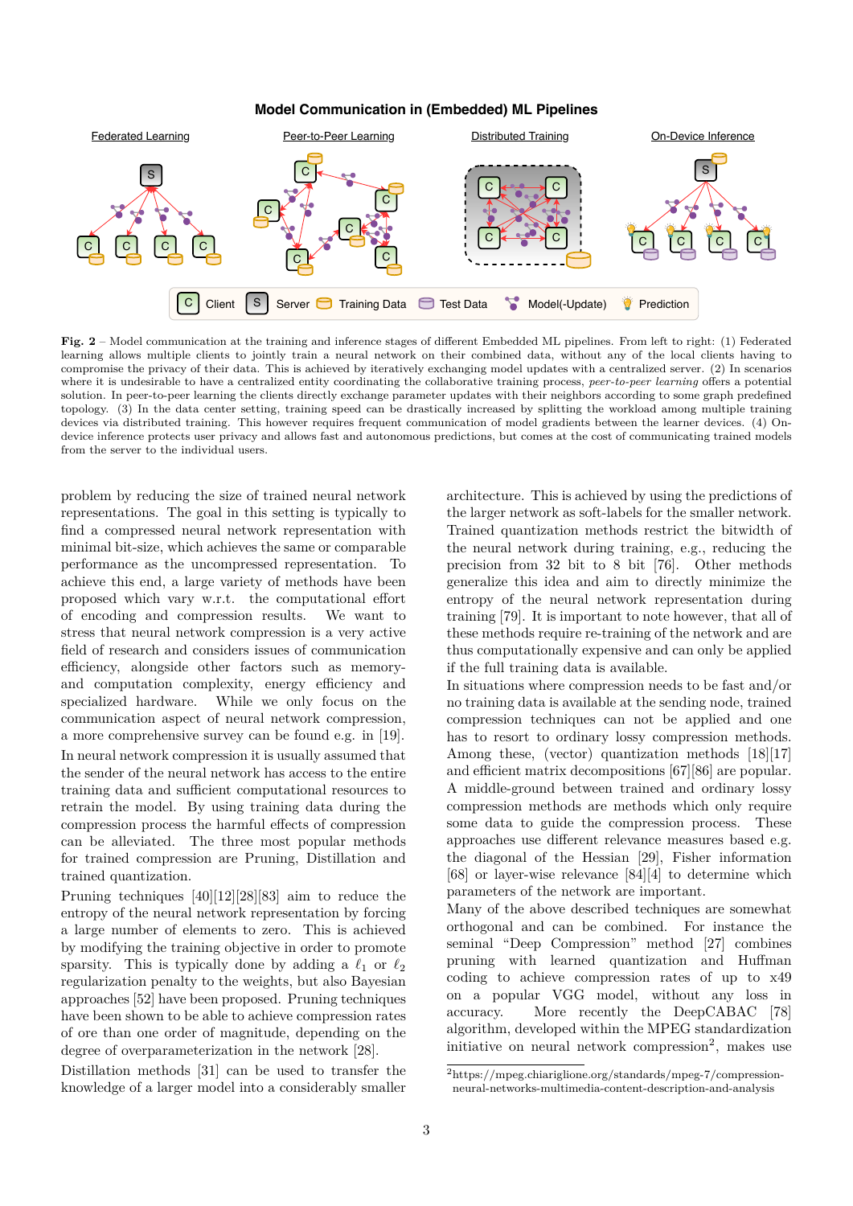**Model Communication in (Embedded) ML Pipelines**

**Fig. 2** – Model communication at the training and inference stages of different Embedded ML pipelines. From left to right: (1) Federated learning allows multiple clients to jointly train a neural network on their combined data, without any of the local clients having to compromise the privacy of their data. This is achieved by iteratively exchanging model updates with a centralized server. (2) In scenarios where it is undesirable to have a centralized entity coordinating the collaborative training process, *peer-to-peer learning* offers a potential solution. In peer-to-peer learning the clients directly exchange parameter updates with their neighbors according to some graph predefined topology. (3) In the data center setting, training speed can be drastically increased by splitting the workload among multiple training devices via distributed training. This however requires frequent communication of model gradients between the learner devices. (4) On-device inference protects user privacy and allows fast and autonomous predictions, but comes at the cost of communicating trained models from the server to the individual users.

problem by reducing the size of trained neural network representations. The goal in this setting is typically to find a compressed neural network representation with minimal bit-size, which achieves the same or comparable performance as the uncompressed representation. To achieve this end, a large variety of methods have been proposed which vary w.r.t. the computational effort of encoding and compression results. We want to stress that neural network compression is a very active field of research and considers issues of communication efficiency, alongside other factors such as memory- and computation complexity, energy efficiency and specialized hardware. While we only focus on the communication aspect of neural network compression, a more comprehensive survey can be found e.g. in [19].

In neural network compression it is usually assumed that the sender of the neural network has access to the entire training data and sufficient computational resources to retrain the model. By using training data during the compression process the harmful effects of compression can be alleviated. The three most popular methods for trained compression are Pruning, Distillation and trained quantization.

Pruning techniques [40][12][28][83] aim to reduce the entropy of the neural network representation by forcing a large number of elements to zero. This is achieved by modifying the training objective in order to promote sparsity. This is typically done by adding a $\ell_1$ or $\ell_2$ regularization penalty to the weights, but also Bayesian approaches [52] have been proposed. Pruning techniques have been shown to be able to achieve compression rates of ore than one order of magnitude, depending on the degree of overparameterization in the network [28].

Distillation methods [31] can be used to transfer the knowledge of a larger model into a considerably smaller architecture. This is achieved by using the predictions of the larger network as soft-labels for the smaller network. Trained quantization methods restrict the bitwidth of the neural network during training, e.g., reducing the precision from 32 bit to 8 bit [76]. Other methods generalize this idea and aim to directly minimize the entropy of the neural network representation during training [79]. It is important to note however, that all of these methods require re-training of the network and are thus computationally expensive and can only be applied if the full training data is available.

In situations where compression needs to be fast and/or no training data is available at the sending node, trained compression techniques can not be applied and one has to resort to ordinary lossy compression methods. Among these, (vector) quantization methods [18][17] and efficient matrix decompositions [67][86] are popular. A middle-ground between trained and ordinary lossy compression methods are methods which only require some data to guide the compression process. These approaches use different relevance measures based e.g. the diagonal of the Hessian [29], Fisher information [68] or layer-wise relevance [84][4] to determine which parameters of the network are important.

Many of the above described techniques are somewhat orthogonal and can be combined. For instance the seminal "Deep Compression" method [27] combines pruning with learned quantization and Huffman coding to achieve compression rates of up to x49 on a popular VGG model, without any loss in accuracy. More recently the DeepCABAC [78] algorithm, developed within the MPEG standardization initiative on neural network compression[2], makes use

[2] https://mpeg.chiariglione.org/standards/mpeg-7/compression-neural-networks-multimedia-content-description-and-analysis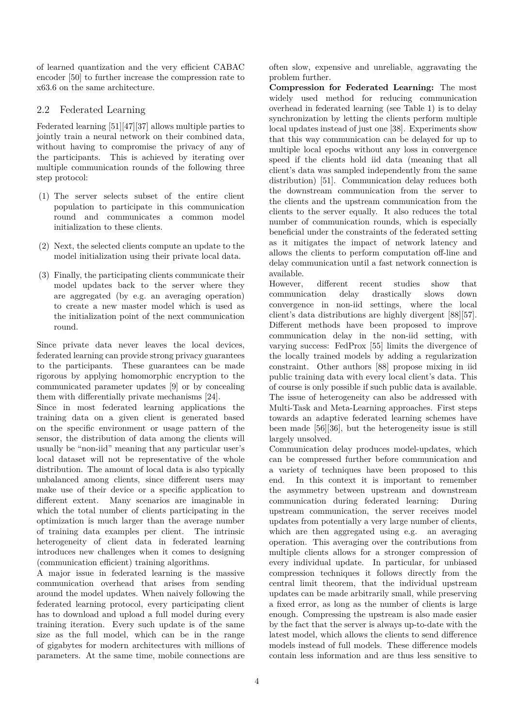of learned quantization and the very efficient CABAC encoder [50] to further increase the compression rate to x63.6 on the same architecture.

## 2.2 Federated Learning

Federated learning [51][47][37] allows multiple parties to jointly train a neural network on their combined data, without having to compromise the privacy of any of the participants. This is achieved by iterating over multiple communication rounds of the following three step protocol:

(1) The server selects subset of the entire client population to participate in this communication round and communicates a common model initialization to these clients.

(2) Next, the selected clients compute an update to the model initialization using their private local data.

(3) Finally, the participating clients communicate their model updates back to the server where they are aggregated (by e.g. an averaging operation) to create a new master model which is used as the initialization point of the next communication round.

Since private data never leaves the local devices, federated learning can provide strong privacy guarantees to the participants. These guarantees can be made rigorous by applying homomorphic encryption to the communicated parameter updates [9] or by concealing them with differentially private mechanisms [24].

Since in most federated learning applications the training data on a given client is generated based on the specific environment or usage pattern of the sensor, the distribution of data among the clients will usually be "non-iid" meaning that any particular user's local dataset will not be representative of the whole distribution. The amount of local data is also typically unbalanced among clients, since different users may make use of their device or a specific application to different extent. Many scenarios are imaginable in which the total number of clients participating in the optimization is much larger than the average number of training data examples per client. The intrinsic heterogeneity of client data in federated learning introduces new challenges when it comes to designing (communication efficient) training algorithms.

A major issue in federated learning is the massive communication overhead that arises from sending around the model updates. When naively following the federated learning protocol, every participating client has to download and upload a full model during every training iteration. Every such update is of the same size as the full model, which can be in the range of gigabytes for modern architectures with millions of parameters. At the same time, mobile connections are often slow, expensive and unreliable, aggravating the problem further.

**Compression for Federated Learning:** The most widely used method for reducing communication overhead in federated learning (see Table 1) is to delay synchronization by letting the clients perform multiple local updates instead of just one [38]. Experiments show that this way communication can be delayed for up to multiple local epochs without any loss in convergence speed if the clients hold iid data (meaning that all client's data was sampled independently from the same distribution) [51]. Communication delay reduces both the downstream communication from the server to the clients and the upstream communication from the clients to the server equally. It also reduces the total number of communication rounds, which is especially beneficial under the constraints of the federated setting as it mitigates the impact of network latency and allows the clients to perform computation off-line and delay communication until a fast network connection is available.

However, different recent studies show that communication delay drastically slows down convergence in non-iid settings, where the local client's data distributions are highly divergent [88][57]. Different methods have been proposed to improve communication delay in the non-iid setting, with varying success: FedProx [55] limits the divergence of the locally trained models by adding a regularization constraint. Other authors [88] propose mixing in iid public training data with every local client's data. This of course is only possible if such public data is available. The issue of heterogeneity can also be addressed with Multi-Task and Meta-Learning approaches. First steps towards an adaptive federated learning schemes have been made [56][36], but the heterogeneity issue is still largely unsolved.

Communication delay produces model-updates, which can be compressed further before communication and a variety of techniques have been proposed to this end. In this context it is important to remember the asymmetry between upstream and downstream communication during federated learning: During upstream communication, the server receives model updates from potentially a very large number of clients, which are then aggregated using e.g. an averaging operation. This averaging over the contributions from multiple clients allows for a stronger compression of every individual update. In particular, for unbiased compression techniques it follows directly from the central limit theorem, that the individual upstream updates can be made arbitrarily small, while preserving a fixed error, as long as the number of clients is large enough. Compressing the upstream is also made easier by the fact that the server is always up-to-date with the latest model, which allows the clients to send difference models instead of full models. These difference models contain less information and are thus less sensitive to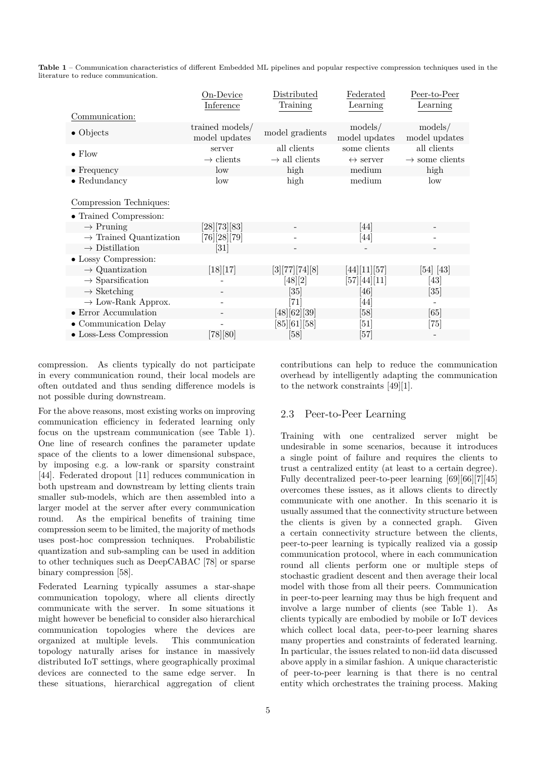**Table 1** – Communication characteristics of different Embedded ML pipelines and popular respective compression techniques used in the literature to reduce communication.

| | On-Device Inference | Distributed Training | Federated Learning | Peer-to-Peer Learning |
|---|---|---|---|---|
| Communication: | | | | |
| • Objects | trained models/ model updates | model gradients | models/ model updates | models/ model updates |
| • Flow | server → clients | all clients → all clients | some clients ↔ server | all clients → some clients |
| • Frequency | low | high | medium | high |
| • Redundancy | low | high | medium | low |
| Compression Techniques: | | | | |
| • Trained Compression: | | | | |
| → Pruning | [28][73][83] | - | [44] | - |
| → Trained Quantization | [76][28][79] | - | [44] | - |
| → Distillation | [31] | - | - | - |
| • Lossy Compression: | | | | |
| → Quantization | [18][17] | [3][77][74][8] | [44][11][57] | [54] [43] |
| → Sparsification | - | [48][2] | [57][44][11] | [43] |
| → Sketching | - | [35] | [46] | [35] |
| → Low-Rank Approx. | - | [71] | [44] | - |
| • Error Accumulation | - | [48][62][39] | [58] | [65] |
| • Communication Delay | - | [85][61][58] | [51] | [75] |
| • Loss-Less Compression | [78][80] | [58] | [57] | - |

compression. As clients typically do not participate in every communication round, their local models are often outdated and thus sending difference models is not possible during downstream.

For the above reasons, most existing works on improving communication efficiency in federated learning only focus on the upstream communication (see Table 1). One line of research confines the parameter update space of the clients to a lower dimensional subspace, by imposing e.g. a low-rank or sparsity constraint [44]. Federated dropout [11] reduces communication in both upstream and downstream by letting clients train smaller sub-models, which are then assembled into a larger model at the server after every communication round. As the empirical benefits of training time compression seem to be limited, the majority of methods uses post-hoc compression techniques. Probabilistic quantization and sub-sampling can be used in addition to other techniques such as DeepCABAC [78] or sparse binary compression [58].

Federated Learning typically assumes a star-shape communication topology, where all clients directly communicate with the server. In some situations it might however be beneficial to consider also hierarchical communication topologies where the devices are organized at multiple levels. This communication topology naturally arises for instance in massively distributed IoT settings, where geographically proximal devices are connected to the same edge server. In these situations, hierarchical aggregation of client contributions can help to reduce the communication overhead by intelligently adapting the communication to the network constraints [49][1].

## 2.3 Peer-to-Peer Learning

Training with one centralized server might be undesirable in some scenarios, because it introduces a single point of failure and requires the clients to trust a centralized entity (at least to a certain degree). Fully decentralized peer-to-peer learning [69][66][7][45] overcomes these issues, as it allows clients to directly communicate with one another. In this scenario it is usually assumed that the connectivity structure between the clients is given by a connected graph. Given a certain connectivity structure between the clients, peer-to-peer learning is typically realized via a gossip communication protocol, where in each communication round all clients perform one or multiple steps of stochastic gradient descent and then average their local model with those from all their peers. Communication in peer-to-peer learning may thus be high frequent and involve a large number of clients (see Table 1). As clients typically are embodied by mobile or IoT devices which collect local data, peer-to-peer learning shares many properties and constraints of federated learning. In particular, the issues related to non-iid data discussed above apply in a similar fashion. A unique characteristic of peer-to-peer learning is that there is no central entity which orchestrates the training process. Making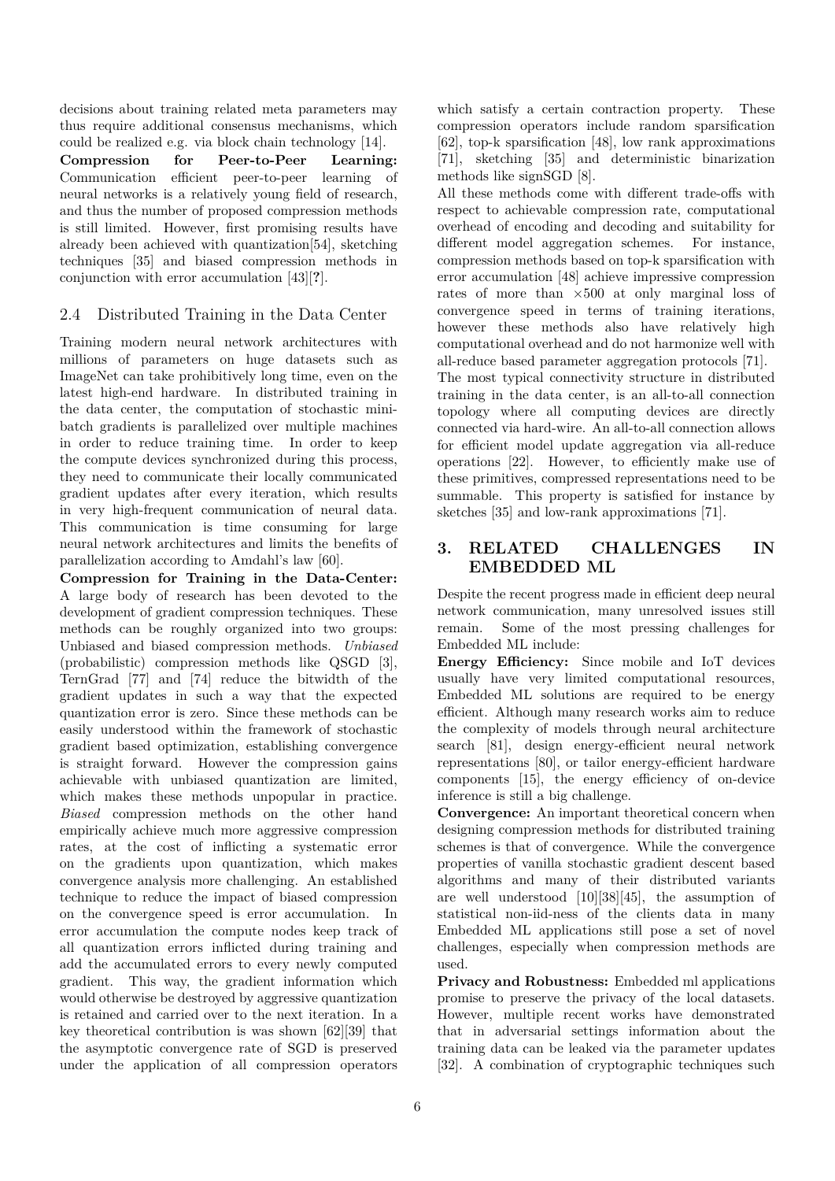decisions about training related meta parameters may thus require additional consensus mechanisms, which could be realized e.g. via block chain technology [14].

**Compression for Peer-to-Peer Learning:** Communication efficient peer-to-peer learning of neural networks is a relatively young field of research, and thus the number of proposed compression methods is still limited. However, first promising results have already been achieved with quantization[54], sketching techniques [35] and biased compression methods in conjunction with error accumulation [43][**?**].

## 2.4 Distributed Training in the Data Center

Training modern neural network architectures with millions of parameters on huge datasets such as ImageNet can take prohibitively long time, even on the latest high-end hardware. In distributed training in the data center, the computation of stochastic mini-batch gradients is parallelized over multiple machines in order to reduce training time. In order to keep the compute devices synchronized during this process, they need to communicate their locally communicated gradient updates after every iteration, which results in very high-frequent communication of neural data. This communication is time consuming for large neural network architectures and limits the benefits of parallelization according to Amdahl's law [60].

**Compression for Training in the Data-Center:** A large body of research has been devoted to the development of gradient compression techniques. These methods can be roughly organized into two groups: Unbiased and biased compression methods. *Unbiased* (probabilistic) compression methods like QSGD [3], TernGrad [77] and [74] reduce the bitwidth of the gradient updates in such a way that the expected quantization error is zero. Since these methods can be easily understood within the framework of stochastic gradient based optimization, establishing convergence is straight forward. However the compression gains achievable with unbiased quantization are limited, which makes these methods unpopular in practice. *Biased* compression methods on the other hand empirically achieve much more aggressive compression rates, at the cost of inflicting a systematic error on the gradients upon quantization, which makes convergence analysis more challenging. An established technique to reduce the impact of biased compression on the convergence speed is error accumulation. In error accumulation the compute nodes keep track of all quantization errors inflicted during training and add the accumulated errors to every newly computed gradient. This way, the gradient information which would otherwise be destroyed by aggressive quantization is retained and carried over to the next iteration. In a key theoretical contribution is was shown [62][39] that the asymptotic convergence rate of SGD is preserved under the application of all compression operators which satisfy a certain contraction property. These compression operators include random sparsification [62], top-k sparsification [48], low rank approximations [71], sketching [35] and deterministic binarization methods like signSGD [8].

All these methods come with different trade-offs with respect to achievable compression rate, computational overhead of encoding and decoding and suitability for different model aggregation schemes. For instance, compression methods based on top-k sparsification with error accumulation [48] achieve impressive compression rates of more than $\times 500$ at only marginal loss of convergence speed in terms of training iterations, however these methods also have relatively high computational overhead and do not harmonize well with all-reduce based parameter aggregation protocols [71].

The most typical connectivity structure in distributed training in the data center, is an all-to-all connection topology where all computing devices are directly connected via hard-wire. An all-to-all connection allows for efficient model update aggregation via all-reduce operations [22]. However, to efficiently make use of these primitives, compressed representations need to be summable. This property is satisfied for instance by sketches [35] and low-rank approximations [71].

# 3. RELATED CHALLENGES IN EMBEDDED ML

Despite the recent progress made in efficient deep neural network communication, many unresolved issues still remain. Some of the most pressing challenges for Embedded ML include:

**Energy Efficiency:** Since mobile and IoT devices usually have very limited computational resources, Embedded ML solutions are required to be energy efficient. Although many research works aim to reduce the complexity of models through neural architecture search [81], design energy-efficient neural network representations [80], or tailor energy-efficient hardware components [15], the energy efficiency of on-device inference is still a big challenge.

**Convergence:** An important theoretical concern when designing compression methods for distributed training schemes is that of convergence. While the convergence properties of vanilla stochastic gradient descent based algorithms and many of their distributed variants are well understood [10][38][45], the assumption of statistical non-iid-ness of the clients data in many Embedded ML applications still pose a set of novel challenges, especially when compression methods are used.

**Privacy and Robustness:** Embedded ml applications promise to preserve the privacy of the local datasets. However, multiple recent works have demonstrated that in adversarial settings information about the training data can be leaked via the parameter updates [32]. A combination of cryptographic techniques such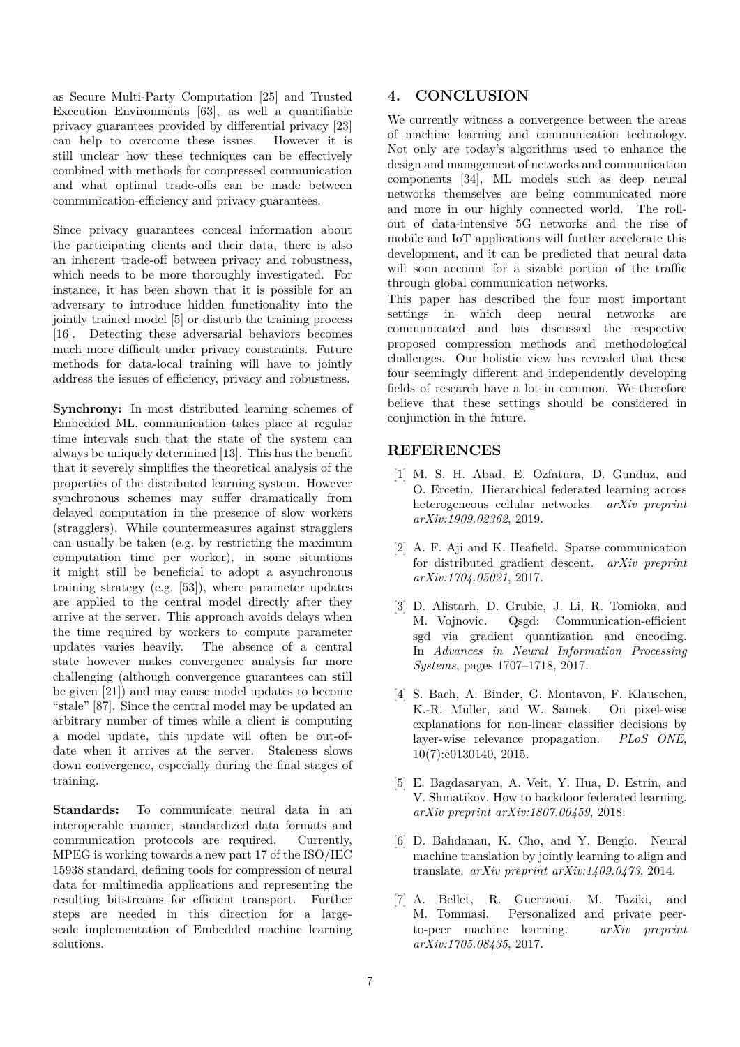as Secure Multi-Party Computation [25] and Trusted Execution Environments [63], as well a quantifiable privacy guarantees provided by differential privacy [23] can help to overcome these issues. However it is still unclear how these techniques can be effectively combined with methods for compressed communication and what optimal trade-offs can be made between communication-efficiency and privacy guarantees.

Since privacy guarantees conceal information about the participating clients and their data, there is also an inherent trade-off between privacy and robustness, which needs to be more thoroughly investigated. For instance, it has been shown that it is possible for an adversary to introduce hidden functionality into the jointly trained model [5] or disturb the training process [16]. Detecting these adversarial behaviors becomes much more difficult under privacy constraints. Future methods for data-local training will have to jointly address the issues of efficiency, privacy and robustness.

**Synchrony:** In most distributed learning schemes of Embedded ML, communication takes place at regular time intervals such that the state of the system can always be uniquely determined [13]. This has the benefit that it severely simplifies the theoretical analysis of the properties of the distributed learning system. However synchronous schemes may suffer dramatically from delayed computation in the presence of slow workers (stragglers). While countermeasures against stragglers can usually be taken (e.g. by restricting the maximum computation time per worker), in some situations it might still be beneficial to adopt a asynchronous training strategy (e.g. [53]), where parameter updates are applied to the central model directly after they arrive at the server. This approach avoids delays when the time required by workers to compute parameter updates varies heavily. The absence of a central state however makes convergence analysis far more challenging (although convergence guarantees can still be given [21]) and may cause model updates to become "stale" [87]. Since the central model may be updated an arbitrary number of times while a client is computing a model update, this update will often be out-of-date when it arrives at the server. Staleness slows down convergence, especially during the final stages of training.

**Standards:** To communicate neural data in an interoperable manner, standardized data formats and communication protocols are required. Currently, MPEG is working towards a new part 17 of the ISO/IEC 15938 standard, defining tools for compression of neural data for multimedia applications and representing the resulting bitstreams for efficient transport. Further steps are needed in this direction for a large-scale implementation of Embedded machine learning solutions.

## 4. CONCLUSION

We currently witness a convergence between the areas of machine learning and communication technology. Not only are today's algorithms used to enhance the design and management of networks and communication components [34], ML models such as deep neural networks themselves are being communicated more and more in our highly connected world. The roll-out of data-intensive 5G networks and the rise of mobile and IoT applications will further accelerate this development, and it can be predicted that neural data will soon account for a sizable portion of the traffic through global communication networks.

This paper has described the four most important settings in which deep neural networks are communicated and has discussed the respective proposed compression methods and methodological challenges. Our holistic view has revealed that these four seemingly different and independently developing fields of research have a lot in common. We therefore believe that these settings should be considered in conjunction in the future.

## REFERENCES

[1] M. S. H. Abad, E. Ozfatura, D. Gunduz, and O. Ercetin. Hierarchical federated learning across heterogeneous cellular networks. *arXiv preprint arXiv:1909.02362*, 2019.

[2] A. F. Aji and K. Heafield. Sparse communication for distributed gradient descent. *arXiv preprint arXiv:1704.05021*, 2017.

[3] D. Alistarh, D. Grubic, J. Li, R. Tomioka, and M. Vojnovic. Qsgd: Communication-efficient sgd via gradient quantization and encoding. In *Advances in Neural Information Processing Systems*, pages 1707–1718, 2017.

[4] S. Bach, A. Binder, G. Montavon, F. Klauschen, K.-R. Müller, and W. Samek. On pixel-wise explanations for non-linear classifier decisions by layer-wise relevance propagation. *PLoS ONE*, 10(7):e0130140, 2015.

[5] E. Bagdasaryan, A. Veit, Y. Hua, D. Estrin, and V. Shmatikov. How to backdoor federated learning. *arXiv preprint arXiv:1807.00459*, 2018.

[6] D. Bahdanau, K. Cho, and Y. Bengio. Neural machine translation by jointly learning to align and translate. *arXiv preprint arXiv:1409.0473*, 2014.

[7] A. Bellet, R. Guerraoui, M. Taziki, and M. Tommasi. Personalized and private peer-to-peer machine learning. *arXiv preprint arXiv:1705.08435*, 2017.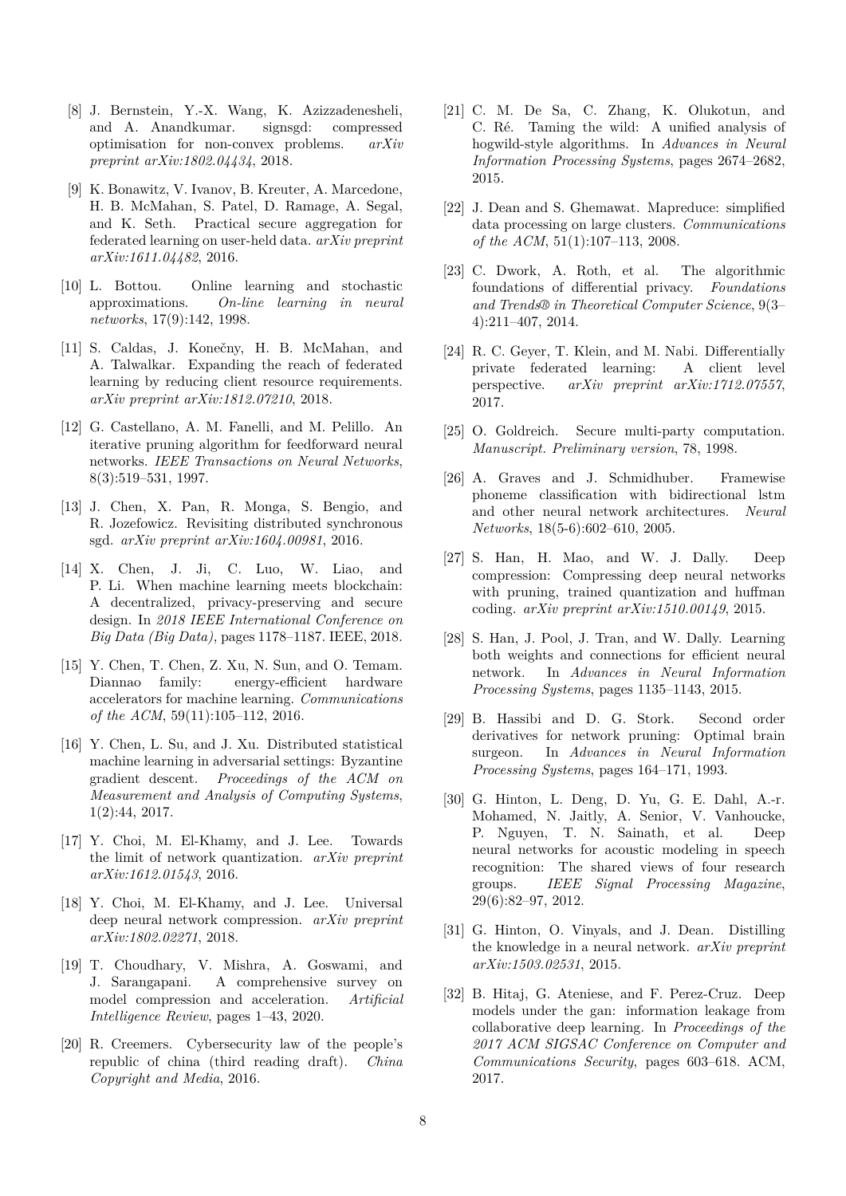[8] J. Bernstein, Y.-X. Wang, K. Azizzadenesheli, and A. Anandkumar. signsgd: compressed optimisation for non-convex problems. *arXiv preprint arXiv:1802.04434*, 2018.

[9] K. Bonawitz, V. Ivanov, B. Kreuter, A. Marcedone, H. B. McMahan, S. Patel, D. Ramage, A. Segal, and K. Seth. Practical secure aggregation for federated learning on user-held data. *arXiv preprint arXiv:1611.04482*, 2016.

[10] L. Bottou. Online learning and stochastic approximations. *On-line learning in neural networks*, 17(9):142, 1998.

[11] S. Caldas, J. Konečny, H. B. McMahan, and A. Talwalkar. Expanding the reach of federated learning by reducing client resource requirements. *arXiv preprint arXiv:1812.07210*, 2018.

[12] G. Castellano, A. M. Fanelli, and M. Pelillo. An iterative pruning algorithm for feedforward neural networks. *IEEE Transactions on Neural Networks*, 8(3):519–531, 1997.

[13] J. Chen, X. Pan, R. Monga, S. Bengio, and R. Jozefowicz. Revisiting distributed synchronous sgd. *arXiv preprint arXiv:1604.00981*, 2016.

[14] X. Chen, J. Ji, C. Luo, W. Liao, and P. Li. When machine learning meets blockchain: A decentralized, privacy-preserving and secure design. In *2018 IEEE International Conference on Big Data (Big Data)*, pages 1178–1187. IEEE, 2018.

[15] Y. Chen, T. Chen, Z. Xu, N. Sun, and O. Temam. Diannao family: energy-efficient hardware accelerators for machine learning. *Communications of the ACM*, 59(11):105–112, 2016.

[16] Y. Chen, L. Su, and J. Xu. Distributed statistical machine learning in adversarial settings: Byzantine gradient descent. *Proceedings of the ACM on Measurement and Analysis of Computing Systems*, 1(2):44, 2017.

[17] Y. Choi, M. El-Khamy, and J. Lee. Towards the limit of network quantization. *arXiv preprint arXiv:1612.01543*, 2016.

[18] Y. Choi, M. El-Khamy, and J. Lee. Universal deep neural network compression. *arXiv preprint arXiv:1802.02271*, 2018.

[19] T. Choudhary, V. Mishra, A. Goswami, and J. Sarangapani. A comprehensive survey on model compression and acceleration. *Artificial Intelligence Review*, pages 1–43, 2020.

[20] R. Creemers. Cybersecurity law of the people's republic of china (third reading draft). *China Copyright and Media*, 2016.

[21] C. M. De Sa, C. Zhang, K. Olukotun, and C. Ré. Taming the wild: A unified analysis of hogwild-style algorithms. In *Advances in Neural Information Processing Systems*, pages 2674–2682, 2015.

[22] J. Dean and S. Ghemawat. Mapreduce: simplified data processing on large clusters. *Communications of the ACM*, 51(1):107–113, 2008.

[23] C. Dwork, A. Roth, et al. The algorithmic foundations of differential privacy. *Foundations and Trends® in Theoretical Computer Science*, 9(3–4):211–407, 2014.

[24] R. C. Geyer, T. Klein, and M. Nabi. Differentially private federated learning: A client level perspective. *arXiv preprint arXiv:1712.07557*, 2017.

[25] O. Goldreich. Secure multi-party computation. *Manuscript. Preliminary version*, 78, 1998.

[26] A. Graves and J. Schmidhuber. Framewise phoneme classification with bidirectional lstm and other neural network architectures. *Neural Networks*, 18(5-6):602–610, 2005.

[27] S. Han, H. Mao, and W. J. Dally. Deep compression: Compressing deep neural networks with pruning, trained quantization and huffman coding. *arXiv preprint arXiv:1510.00149*, 2015.

[28] S. Han, J. Pool, J. Tran, and W. Dally. Learning both weights and connections for efficient neural network. In *Advances in Neural Information Processing Systems*, pages 1135–1143, 2015.

[29] B. Hassibi and D. G. Stork. Second order derivatives for network pruning: Optimal brain surgeon. In *Advances in Neural Information Processing Systems*, pages 164–171, 1993.

[30] G. Hinton, L. Deng, D. Yu, G. E. Dahl, A.-r. Mohamed, N. Jaitly, A. Senior, V. Vanhoucke, P. Nguyen, T. N. Sainath, et al. Deep neural networks for acoustic modeling in speech recognition: The shared views of four research groups. *IEEE Signal Processing Magazine*, 29(6):82–97, 2012.

[31] G. Hinton, O. Vinyals, and J. Dean. Distilling the knowledge in a neural network. *arXiv preprint arXiv:1503.02531*, 2015.

[32] B. Hitaj, G. Ateniese, and F. Perez-Cruz. Deep models under the gan: information leakage from collaborative deep learning. In *Proceedings of the 2017 ACM SIGSAC Conference on Computer and Communications Security*, pages 603–618. ACM, 2017.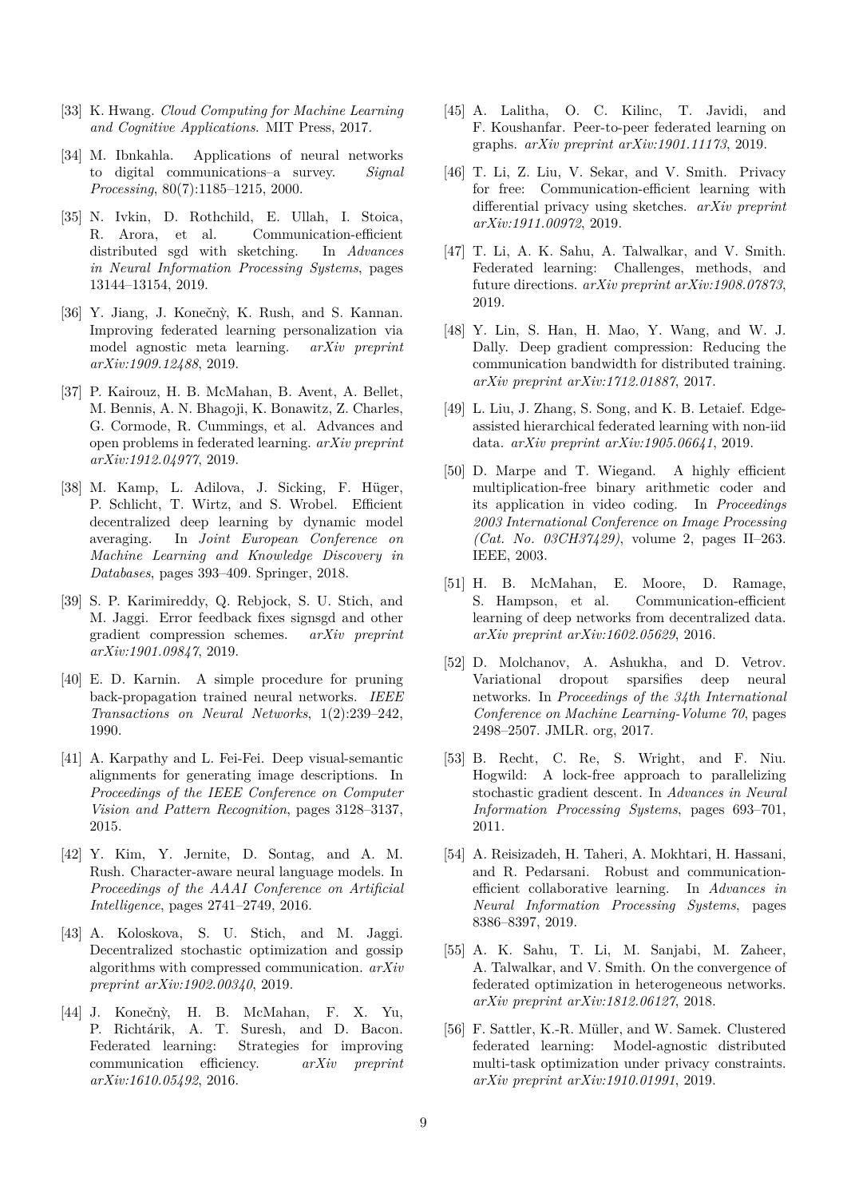[33] K. Hwang. *Cloud Computing for Machine Learning and Cognitive Applications*. MIT Press, 2017.

[34] M. Ibnkahla. Applications of neural networks to digital communications–a survey. *Signal Processing*, 80(7):1185–1215, 2000.

[35] N. Ivkin, D. Rothchild, E. Ullah, I. Stoica, R. Arora, et al. Communication-efficient distributed sgd with sketching. In *Advances in Neural Information Processing Systems*, pages 13144–13154, 2019.

[36] Y. Jiang, J. Konečnỳ, K. Rush, and S. Kannan. Improving federated learning personalization via model agnostic meta learning. *arXiv preprint arXiv:1909.12488*, 2019.

[37] P. Kairouz, H. B. McMahan, B. Avent, A. Bellet, M. Bennis, A. N. Bhagoji, K. Bonawitz, Z. Charles, G. Cormode, R. Cummings, et al. Advances and open problems in federated learning. *arXiv preprint arXiv:1912.04977*, 2019.

[38] M. Kamp, L. Adilova, J. Sicking, F. Hüger, P. Schlicht, T. Wirtz, and S. Wrobel. Efficient decentralized deep learning by dynamic model averaging. In *Joint European Conference on Machine Learning and Knowledge Discovery in Databases*, pages 393–409. Springer, 2018.

[39] S. P. Karimireddy, Q. Rebjock, S. U. Stich, and M. Jaggi. Error feedback fixes signsgd and other gradient compression schemes. *arXiv preprint arXiv:1901.09847*, 2019.

[40] E. D. Karnin. A simple procedure for pruning back-propagation trained neural networks. *IEEE Transactions on Neural Networks*, 1(2):239–242, 1990.

[41] A. Karpathy and L. Fei-Fei. Deep visual-semantic alignments for generating image descriptions. In *Proceedings of the IEEE Conference on Computer Vision and Pattern Recognition*, pages 3128–3137, 2015.

[42] Y. Kim, Y. Jernite, D. Sontag, and A. M. Rush. Character-aware neural language models. In *Proceedings of the AAAI Conference on Artificial Intelligence*, pages 2741–2749, 2016.

[43] A. Koloskova, S. U. Stich, and M. Jaggi. Decentralized stochastic optimization and gossip algorithms with compressed communication. *arXiv preprint arXiv:1902.00340*, 2019.

[44] J. Konečnỳ, H. B. McMahan, F. X. Yu, P. Richtárik, A. T. Suresh, and D. Bacon. Federated learning: Strategies for improving communication efficiency. *arXiv preprint arXiv:1610.05492*, 2016.

[45] A. Lalitha, O. C. Kilinc, T. Javidi, and F. Koushanfar. Peer-to-peer federated learning on graphs. *arXiv preprint arXiv:1901.11173*, 2019.

[46] T. Li, Z. Liu, V. Sekar, and V. Smith. Privacy for free: Communication-efficient learning with differential privacy using sketches. *arXiv preprint arXiv:1911.00972*, 2019.

[47] T. Li, A. K. Sahu, A. Talwalkar, and V. Smith. Federated learning: Challenges, methods, and future directions. *arXiv preprint arXiv:1908.07873*, 2019.

[48] Y. Lin, S. Han, H. Mao, Y. Wang, and W. J. Dally. Deep gradient compression: Reducing the communication bandwidth for distributed training. *arXiv preprint arXiv:1712.01887*, 2017.

[49] L. Liu, J. Zhang, S. Song, and K. B. Letaief. Edge-assisted hierarchical federated learning with non-iid data. *arXiv preprint arXiv:1905.06641*, 2019.

[50] D. Marpe and T. Wiegand. A highly efficient multiplication-free binary arithmetic coder and its application in video coding. In *Proceedings 2003 International Conference on Image Processing (Cat. No. 03CH37429)*, volume 2, pages II–263. IEEE, 2003.

[51] H. B. McMahan, E. Moore, D. Ramage, S. Hampson, et al. Communication-efficient learning of deep networks from decentralized data. *arXiv preprint arXiv:1602.05629*, 2016.

[52] D. Molchanov, A. Ashukha, and D. Vetrov. Variational dropout sparsifies deep neural networks. In *Proceedings of the 34th International Conference on Machine Learning-Volume 70*, pages 2498–2507. JMLR. org, 2017.

[53] B. Recht, C. Re, S. Wright, and F. Niu. Hogwild: A lock-free approach to parallelizing stochastic gradient descent. In *Advances in Neural Information Processing Systems*, pages 693–701, 2011.

[54] A. Reisizadeh, H. Taheri, A. Mokhtari, H. Hassani, and R. Pedarsani. Robust and communication-efficient collaborative learning. In *Advances in Neural Information Processing Systems*, pages 8386–8397, 2019.

[55] A. K. Sahu, T. Li, M. Sanjabi, M. Zaheer, A. Talwalkar, and V. Smith. On the convergence of federated optimization in heterogeneous networks. *arXiv preprint arXiv:1812.06127*, 2018.

[56] F. Sattler, K.-R. Müller, and W. Samek. Clustered federated learning: Model-agnostic distributed multi-task optimization under privacy constraints. *arXiv preprint arXiv:1910.01991*, 2019.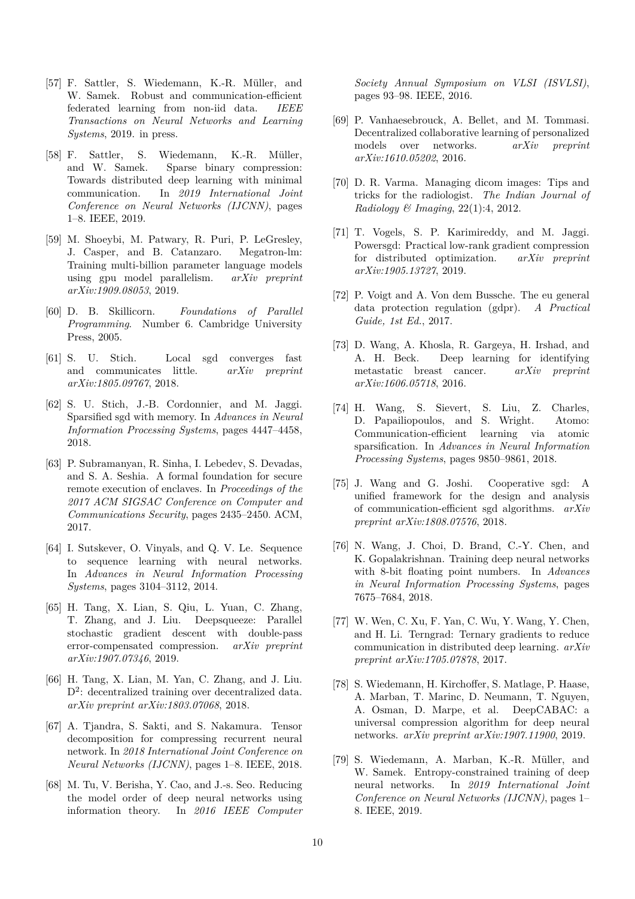[57] F. Sattler, S. Wiedemann, K.-R. Müller, and W. Samek. Robust and communication-efficient federated learning from non-iid data. *IEEE Transactions on Neural Networks and Learning Systems*, 2019. in press.

[58] F. Sattler, S. Wiedemann, K.-R. Müller, and W. Samek. Sparse binary compression: Towards distributed deep learning with minimal communication. In *2019 International Joint Conference on Neural Networks (IJCNN)*, pages 1–8. IEEE, 2019.

[59] M. Shoeybi, M. Patwary, R. Puri, P. LeGresley, J. Casper, and B. Catanzaro. Megatron-lm: Training multi-billion parameter language models using gpu model parallelism. *arXiv preprint arXiv:1909.08053*, 2019.

[60] D. B. Skillicorn. *Foundations of Parallel Programming*. Number 6. Cambridge University Press, 2005.

[61] S. U. Stich. Local sgd converges fast and communicates little. *arXiv preprint arXiv:1805.09767*, 2018.

[62] S. U. Stich, J.-B. Cordonnier, and M. Jaggi. Sparsified sgd with memory. In *Advances in Neural Information Processing Systems*, pages 4447–4458, 2018.

[63] P. Subramanyan, R. Sinha, I. Lebedev, S. Devadas, and S. A. Seshia. A formal foundation for secure remote execution of enclaves. In *Proceedings of the 2017 ACM SIGSAC Conference on Computer and Communications Security*, pages 2435–2450. ACM, 2017.

[64] I. Sutskever, O. Vinyals, and Q. V. Le. Sequence to sequence learning with neural networks. In *Advances in Neural Information Processing Systems*, pages 3104–3112, 2014.

[65] H. Tang, X. Lian, S. Qiu, L. Yuan, C. Zhang, T. Zhang, and J. Liu. Deepsqueeze: Parallel stochastic gradient descent with double-pass error-compensated compression. *arXiv preprint arXiv:1907.07346*, 2019.

[66] H. Tang, X. Lian, M. Yan, C. Zhang, and J. Liu. $D^2$: decentralized training over decentralized data. *arXiv preprint arXiv:1803.07068*, 2018.

[67] A. Tjandra, S. Sakti, and S. Nakamura. Tensor decomposition for compressing recurrent neural network. In *2018 International Joint Conference on Neural Networks (IJCNN)*, pages 1–8. IEEE, 2018.

[68] M. Tu, V. Berisha, Y. Cao, and J.-s. Seo. Reducing the model order of deep neural networks using information theory. In *2016 IEEE Computer Society Annual Symposium on VLSI (ISVLSI)*, pages 93–98. IEEE, 2016.

[69] P. Vanhaesebrouck, A. Bellet, and M. Tommasi. Decentralized collaborative learning of personalized models over networks. *arXiv preprint arXiv:1610.05202*, 2016.

[70] D. R. Varma. Managing dicom images: Tips and tricks for the radiologist. *The Indian Journal of Radiology & Imaging*, 22(1):4, 2012.

[71] T. Vogels, S. P. Karimireddy, and M. Jaggi. Powersgd: Practical low-rank gradient compression for distributed optimization. *arXiv preprint arXiv:1905.13727*, 2019.

[72] P. Voigt and A. Von dem Bussche. The eu general data protection regulation (gdpr). *A Practical Guide, 1st Ed.*, 2017.

[73] D. Wang, A. Khosla, R. Gargeya, H. Irshad, and A. H. Beck. Deep learning for identifying metastatic breast cancer. *arXiv preprint arXiv:1606.05718*, 2016.

[74] H. Wang, S. Sievert, S. Liu, Z. Charles, D. Papailiopoulos, and S. Wright. Atomo: Communication-efficient learning via atomic sparsification. In *Advances in Neural Information Processing Systems*, pages 9850–9861, 2018.

[75] J. Wang and G. Joshi. Cooperative sgd: A unified framework for the design and analysis of communication-efficient sgd algorithms. *arXiv preprint arXiv:1808.07576*, 2018.

[76] N. Wang, J. Choi, D. Brand, C.-Y. Chen, and K. Gopalakrishnan. Training deep neural networks with 8-bit floating point numbers. In *Advances in Neural Information Processing Systems*, pages 7675–7684, 2018.

[77] W. Wen, C. Xu, F. Yan, C. Wu, Y. Wang, Y. Chen, and H. Li. Terngrad: Ternary gradients to reduce communication in distributed deep learning. *arXiv preprint arXiv:1705.07878*, 2017.

[78] S. Wiedemann, H. Kirchoffer, S. Matlage, P. Haase, A. Marban, T. Marinc, D. Neumann, T. Nguyen, A. Osman, D. Marpe, et al. DeepCABAC: a universal compression algorithm for deep neural networks. *arXiv preprint arXiv:1907.11900*, 2019.

[79] S. Wiedemann, A. Marban, K.-R. Müller, and W. Samek. Entropy-constrained training of deep neural networks. In *2019 International Joint Conference on Neural Networks (IJCNN)*, pages 1–8. IEEE, 2019.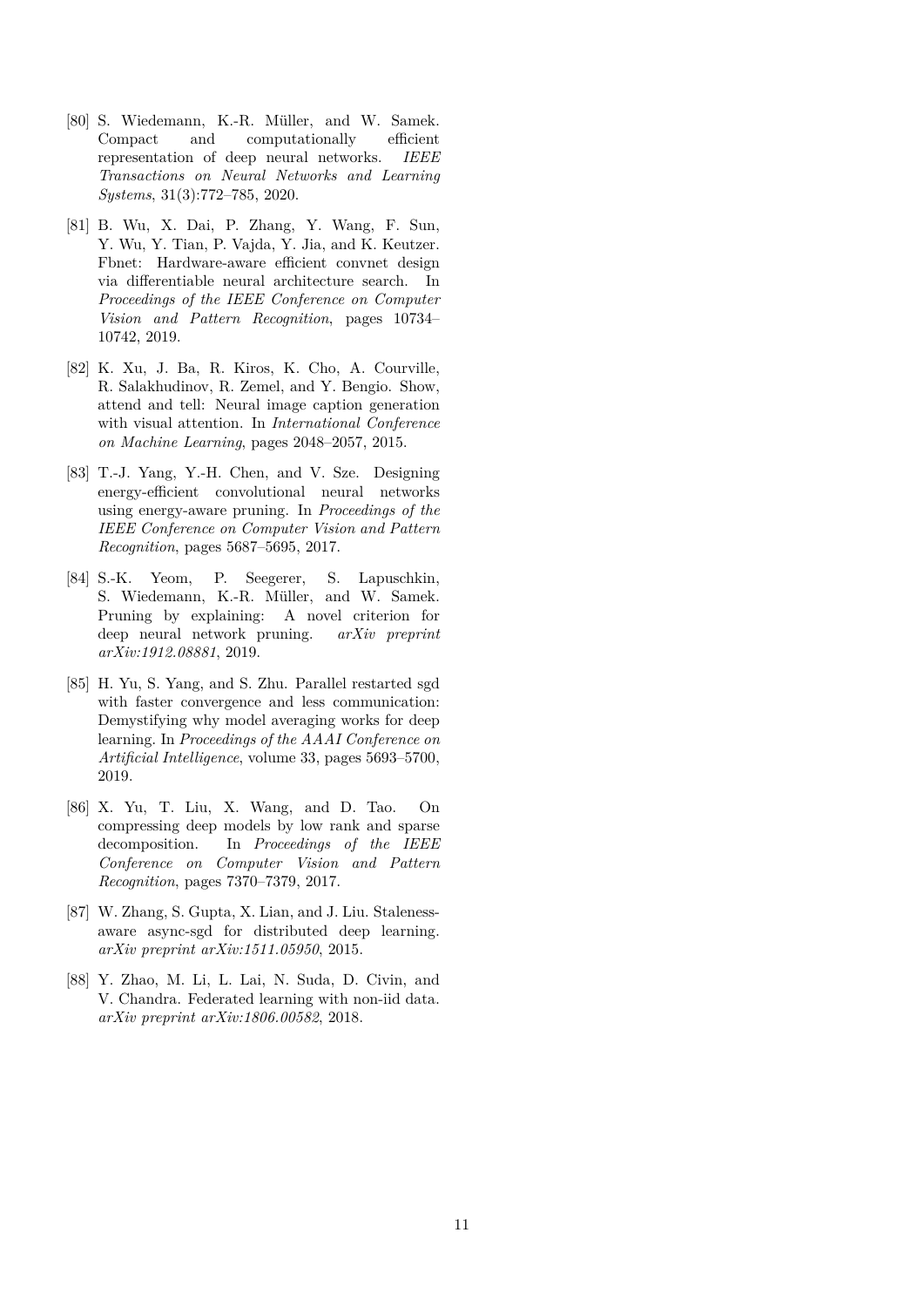[80] S. Wiedemann, K.-R. Müller, and W. Samek. Compact and computationally efficient representation of deep neural networks. *IEEE Transactions on Neural Networks and Learning Systems*, 31(3):772–785, 2020.

[81] B. Wu, X. Dai, P. Zhang, Y. Wang, F. Sun, Y. Wu, Y. Tian, P. Vajda, Y. Jia, and K. Keutzer. Fbnet: Hardware-aware efficient convnet design via differentiable neural architecture search. In *Proceedings of the IEEE Conference on Computer Vision and Pattern Recognition*, pages 10734–10742, 2019.

[82] K. Xu, J. Ba, R. Kiros, K. Cho, A. Courville, R. Salakhudinov, R. Zemel, and Y. Bengio. Show, attend and tell: Neural image caption generation with visual attention. In *International Conference on Machine Learning*, pages 2048–2057, 2015.

[83] T.-J. Yang, Y.-H. Chen, and V. Sze. Designing energy-efficient convolutional neural networks using energy-aware pruning. In *Proceedings of the IEEE Conference on Computer Vision and Pattern Recognition*, pages 5687–5695, 2017.

[84] S.-K. Yeom, P. Seegerer, S. Lapuschkin, S. Wiedemann, K.-R. Müller, and W. Samek. Pruning by explaining: A novel criterion for deep neural network pruning. *arXiv preprint arXiv:1912.08881*, 2019.

[85] H. Yu, S. Yang, and S. Zhu. Parallel restarted sgd with faster convergence and less communication: Demystifying why model averaging works for deep learning. In *Proceedings of the AAAI Conference on Artificial Intelligence*, volume 33, pages 5693–5700, 2019.

[86] X. Yu, T. Liu, X. Wang, and D. Tao. On compressing deep models by low rank and sparse decomposition. In *Proceedings of the IEEE Conference on Computer Vision and Pattern Recognition*, pages 7370–7379, 2017.

[87] W. Zhang, S. Gupta, X. Lian, and J. Liu. Staleness-aware async-sgd for distributed deep learning. *arXiv preprint arXiv:1511.05950*, 2015.

[88] Y. Zhao, M. Li, L. Lai, N. Suda, D. Civin, and V. Chandra. Federated learning with non-iid data. *arXiv preprint arXiv:1806.00582*, 2018.